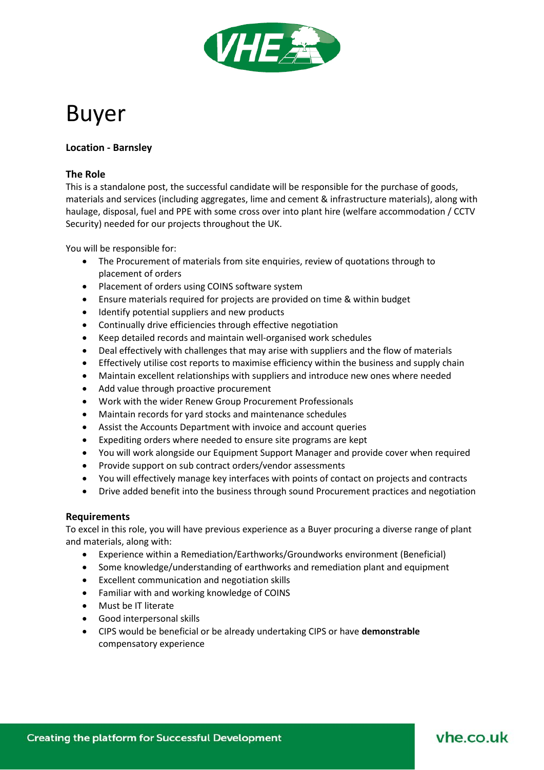# Buyer

**Location - Barnsley**

**The Role**

This is a standalone post, the successful candidate will be responsible for the purchase of goods, materials and services (including aggregates, lime and cement & infrastructure materials), along with haulage, disposal, fuel and PPE with some cross over into plant hire (welfare accommodation / CCTV Security) needed for our projects throughout the UK.

You will be responsible for:

- The Procurement of materials from site enquiries, review of quotations through to placement of orders
- Placement of orders using COINS software system
- Ensure materials required for projects are provided on time & within budget
- Identify potential suppliers and new products
- Continually drive efficiencies through effective negotiation
- Keep detailed records and maintain well-organised work schedules
- Deal effectively with challenges that may arise with suppliers and the flow of materials
- Effectively utilise cost reports to maximise efficiency within the business and supply chain
- Maintain excellent relationships with suppliers and introduce new ones where needed
- Add value through proactive procurement
- Work with the wider Renew Group Procurement Professionals
- Maintain records for yard stocks and maintenance schedules
- Assist the Accounts Department with invoice and account queries
- Expediting orders where needed to ensure site programs are kept
- You will work alongside our Equipment Support Manager and provide cover when required
- Provide support on sub contract orders/vendor assessments
- You will effectively manage key interfaces with points of contact on projects and contracts
- Drive added benefit into the business through sound Procurement practices and negotiation

**Requirements**

To excel in this role, you will have previous experience as a Buyer procuring a diverse range of plant and materials, along with:

- Experience within a Remediation/Earthworks/Groundworks environment (Beneficial)
- Some knowledge/understanding of earthworks and remediation plant and equipment
- Excellent communication and negotiation skills
- Familiar with and working knowledge of COINS
- Must be IT literate
- Good interpersonal skills
- CIPS would be beneficial or be already undertaking CIPS or have **demonstrable** compensatory experience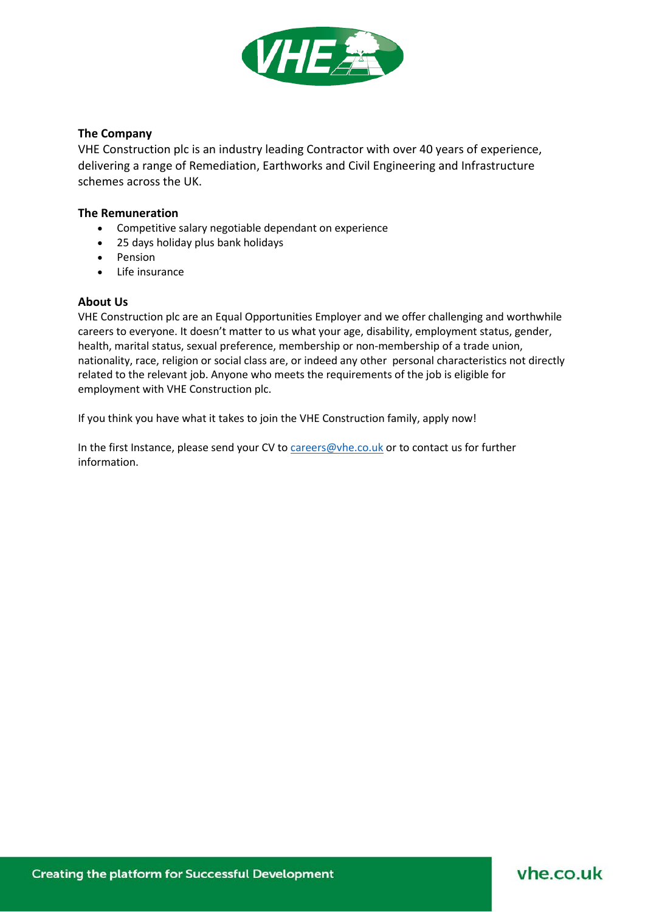### The Company

VHE Construction plc is an industry leading Contractor with over 40 years of experience, delivering a range of Remediation, Earthworks and Civil Engineering and Infrastructure schemes across the UK.

### The Remuneration

- Competitive salary negotiable dependant on experience
- 25 days holiday plus bank holidays
- Pension
- Life insurance

### About Us

VHE Construction plc are an Equal Opportunities Employer and we offer challenging and worthwhile careers to everyone. It doesn't matter to us what your age, disability, employment status, gender, health, marital status, sexual preference, membership or non-membership of a trade union, nationality, race, religion or social class are, or indeed any other personal characteristics not directly related to the relevant job. Anyone who meets the requirements of the job is eligible for employment with VHE Construction plc.

If you think you have what it takes to join the VHE Construction family, apply now!

In the first Instance, please send your CV to careers@vhe.co.uk or to contact us for further information.

Creating the platform for Successful Development

vhe.co.uk